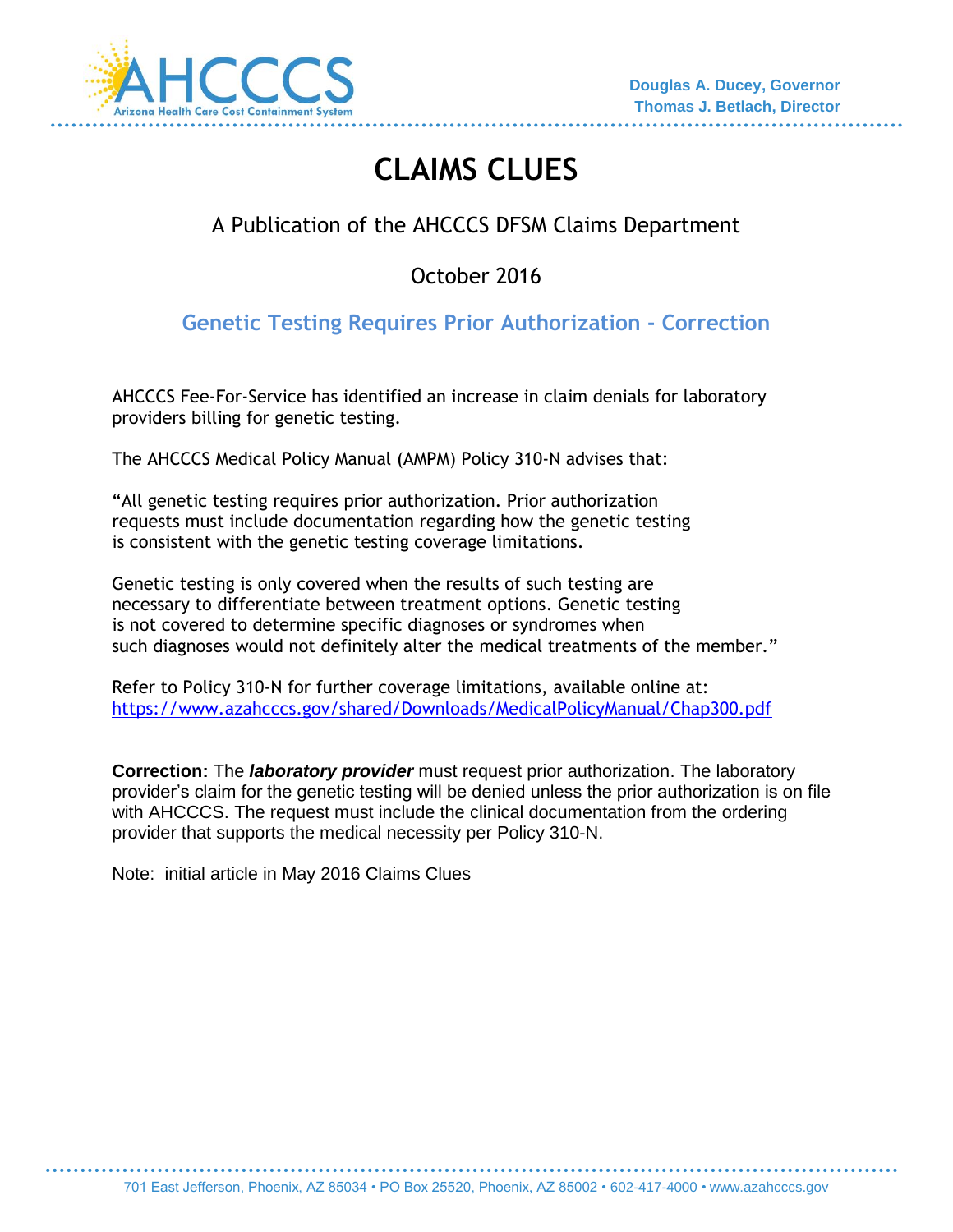Douglas A. Ducey, Governor
Thomas J. Betlach, Director

# CLAIMS CLUES

A Publication of the AHCCCS DFSM Claims Department

October 2016

## Genetic Testing Requires Prior Authorization - Correction

AHCCCS Fee-For-Service has identified an increase in claim denials for laboratory providers billing for genetic testing.

The AHCCCS Medical Policy Manual (AMPM) Policy 310-N advises that:

"All genetic testing requires prior authorization. Prior authorization requests must include documentation regarding how the genetic testing is consistent with the genetic testing coverage limitations.

Genetic testing is only covered when the results of such testing are necessary to differentiate between treatment options. Genetic testing is not covered to determine specific diagnoses or syndromes when such diagnoses would not definitely alter the medical treatments of the member."

Refer to Policy 310-N for further coverage limitations, available online at: https://www.azahcccs.gov/shared/Downloads/MedicalPolicyManual/Chap300.pdf

**Correction:** The ***laboratory provider*** must request prior authorization. The laboratory provider's claim for the genetic testing will be denied unless the prior authorization is on file with AHCCCS. The request must include the clinical documentation from the ordering provider that supports the medical necessity per Policy 310-N.

Note: initial article in May 2016 Claims Clues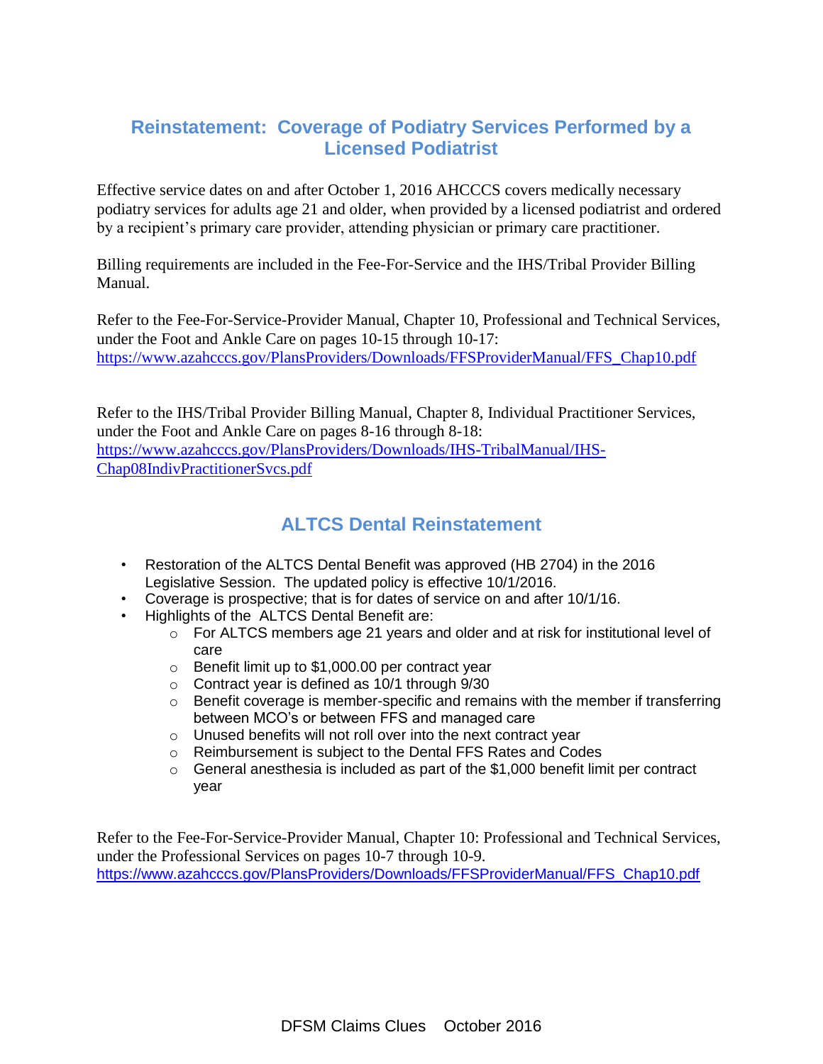## Reinstatement: Coverage of Podiatry Services Performed by a Licensed Podiatrist

Effective service dates on and after October 1, 2016 AHCCCS covers medically necessary podiatry services for adults age 21 and older, when provided by a licensed podiatrist and ordered by a recipient's primary care provider, attending physician or primary care practitioner.

Billing requirements are included in the Fee-For-Service and the IHS/Tribal Provider Billing Manual.

Refer to the Fee-For-Service-Provider Manual, Chapter 10, Professional and Technical Services, under the Foot and Ankle Care on pages 10-15 through 10-17:
https://www.azahcccs.gov/PlansProviders/Downloads/FFSProviderManual/FFS_Chap10.pdf

Refer to the IHS/Tribal Provider Billing Manual, Chapter 8, Individual Practitioner Services, under the Foot and Ankle Care on pages 8-16 through 8-18:
https://www.azahcccs.gov/PlansProviders/Downloads/IHS-TribalManual/IHS-Chap08IndivPractitionerSvcs.pdf

## ALTCS Dental Reinstatement

- Restoration of the ALTCS Dental Benefit was approved (HB 2704) in the 2016 Legislative Session. The updated policy is effective 10/1/2016.
- Coverage is prospective; that is for dates of service on and after 10/1/16.
- Highlights of the ALTCS Dental Benefit are:
  - For ALTCS members age 21 years and older and at risk for institutional level of care
  - Benefit limit up to $1,000.00 per contract year
  - Contract year is defined as 10/1 through 9/30
  - Benefit coverage is member-specific and remains with the member if transferring between MCO's or between FFS and managed care
  - Unused benefits will not roll over into the next contract year
  - Reimbursement is subject to the Dental FFS Rates and Codes
  - General anesthesia is included as part of the $1,000 benefit limit per contract year

Refer to the Fee-For-Service-Provider Manual, Chapter 10: Professional and Technical Services, under the Professional Services on pages 10-7 through 10-9.
https://www.azahcccs.gov/PlansProviders/Downloads/FFSProviderManual/FFS_Chap10.pdf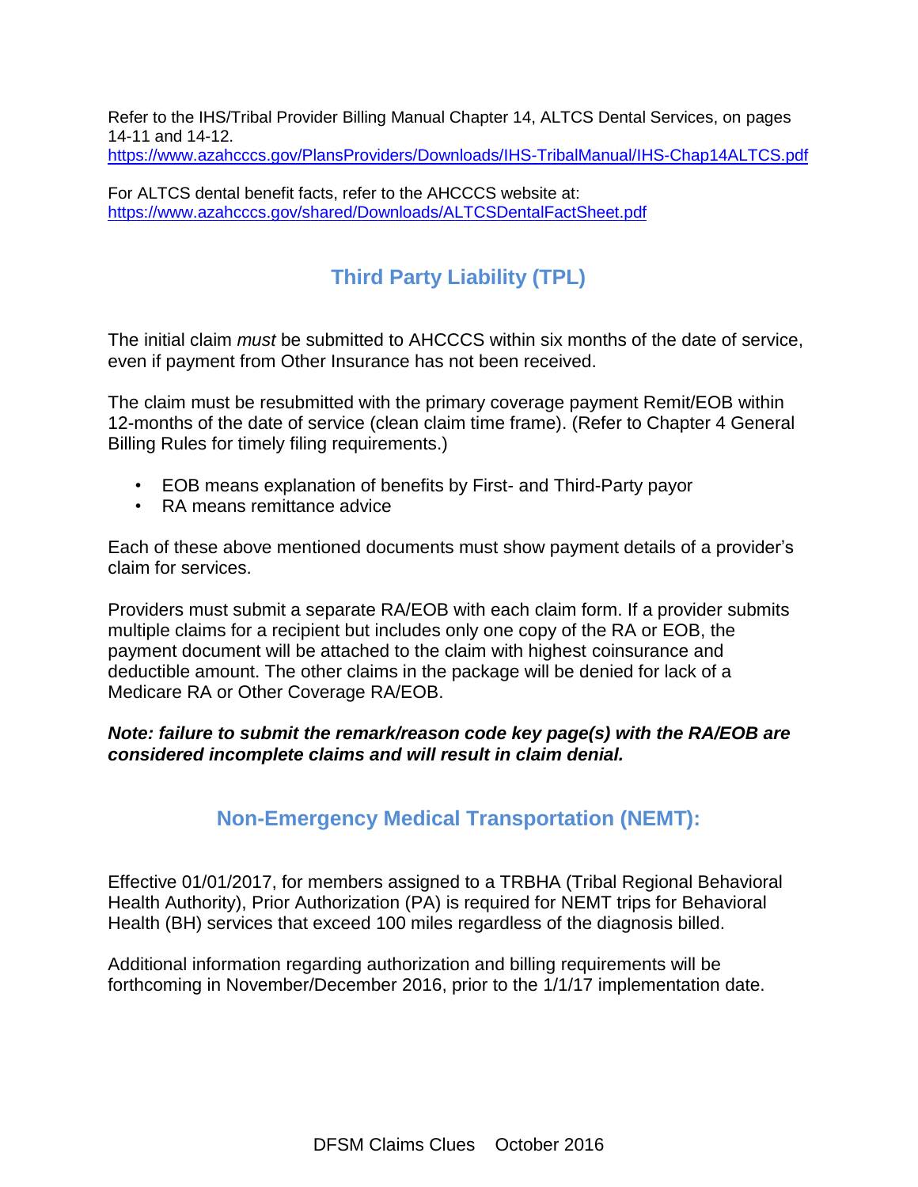Refer to the IHS/Tribal Provider Billing Manual Chapter 14, ALTCS Dental Services, on pages 14-11 and 14-12.
https://www.azahcccs.gov/PlansProviders/Downloads/IHS-TribalManual/IHS-Chap14ALTCS.pdf

For ALTCS dental benefit facts, refer to the AHCCCS website at:
https://www.azahcccs.gov/shared/Downloads/ALTCSDentalFactSheet.pdf

## Third Party Liability (TPL)

The initial claim *must* be submitted to AHCCCS within six months of the date of service, even if payment from Other Insurance has not been received.

The claim must be resubmitted with the primary coverage payment Remit/EOB within 12-months of the date of service (clean claim time frame). (Refer to Chapter 4 General Billing Rules for timely filing requirements.)

- EOB means explanation of benefits by First- and Third-Party payor
- RA means remittance advice

Each of these above mentioned documents must show payment details of a provider's claim for services.

Providers must submit a separate RA/EOB with each claim form. If a provider submits multiple claims for a recipient but includes only one copy of the RA or EOB, the payment document will be attached to the claim with highest coinsurance and deductible amount. The other claims in the package will be denied for lack of a Medicare RA or Other Coverage RA/EOB.

***Note: failure to submit the remark/reason code key page(s) with the RA/EOB are considered incomplete claims and will result in claim denial.***

## Non-Emergency Medical Transportation (NEMT):

Effective 01/01/2017, for members assigned to a TRBHA (Tribal Regional Behavioral Health Authority), Prior Authorization (PA) is required for NEMT trips for Behavioral Health (BH) services that exceed 100 miles regardless of the diagnosis billed.

Additional information regarding authorization and billing requirements will be forthcoming in November/December 2016, prior to the 1/1/17 implementation date.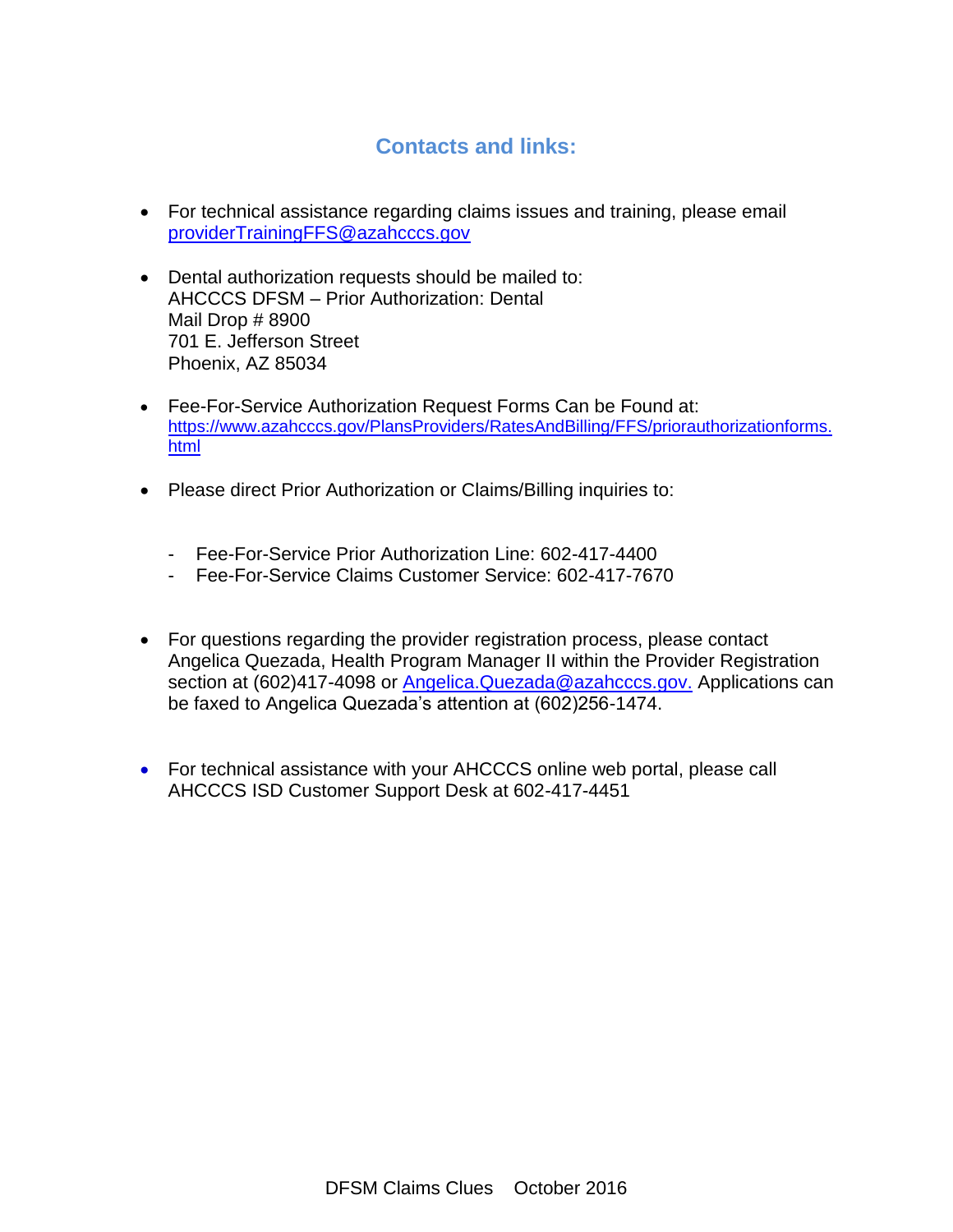## Contacts and links:

- For technical assistance regarding claims issues and training, please email providerTrainingFFS@azahcccs.gov

- Dental authorization requests should be mailed to:
  AHCCCS DFSM – Prior Authorization: Dental
  Mail Drop # 8900
  701 E. Jefferson Street
  Phoenix, AZ 85034

- Fee-For-Service Authorization Request Forms Can be Found at: https://www.azahcccs.gov/PlansProviders/RatesAndBilling/FFS/priorauthorizationforms.html

- Please direct Prior Authorization or Claims/Billing inquiries to:

  - Fee-For-Service Prior Authorization Line: 602-417-4400
  - Fee-For-Service Claims Customer Service: 602-417-7670

- For questions regarding the provider registration process, please contact Angelica Quezada, Health Program Manager II within the Provider Registration section at (602)417-4098 or Angelica.Quezada@azahcccs.gov. Applications can be faxed to Angelica Quezada's attention at (602)256-1474.

- For technical assistance with your AHCCCS online web portal, please call AHCCCS ISD Customer Support Desk at 602-417-4451